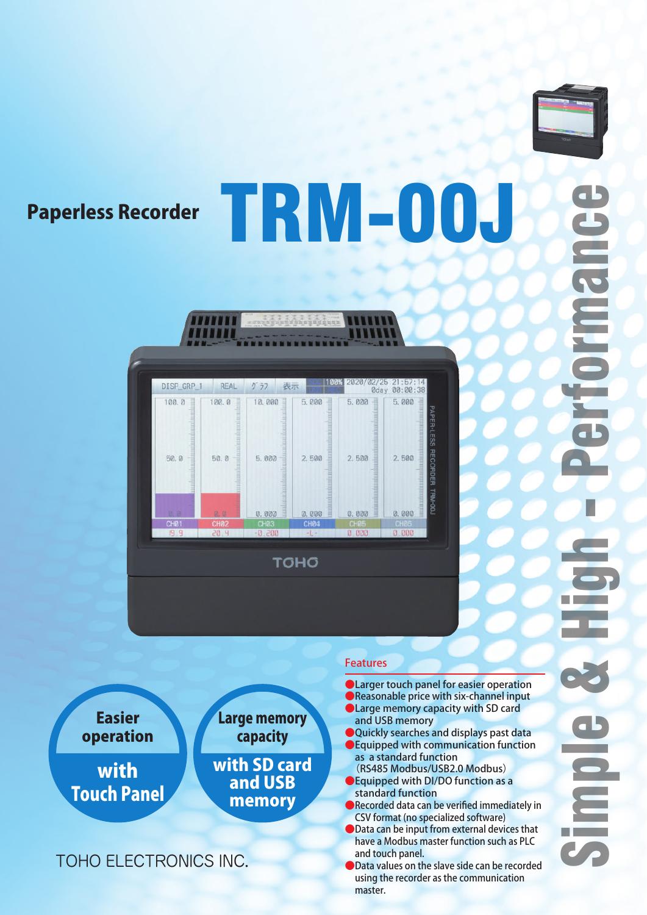Paperless Recorder

# TRM-00J

Simple & High - Performance

**Easier operation with Touch Panel**

**Large memory capacity with SD card and USB memory**

## Features

- Larger touch panel for easier operation
- Reasonable price with six-channel input
- Large memory capacity with SD card and USB memory
- Quickly searches and displays past data
- Equipped with communication function as a standard function (RS485 Modbus/USB2.0 Modbus)
- Equipped with DI/DO function as a standard function
- Recorded data can be verified immediately in CSV format (no specialized software)
- Data can be input from external devices that have a Modbus master function such as PLC and touch panel.
- Data values on the slave side can be recorded using the recorder as the communication master.

TOHO ELECTRONICS INC.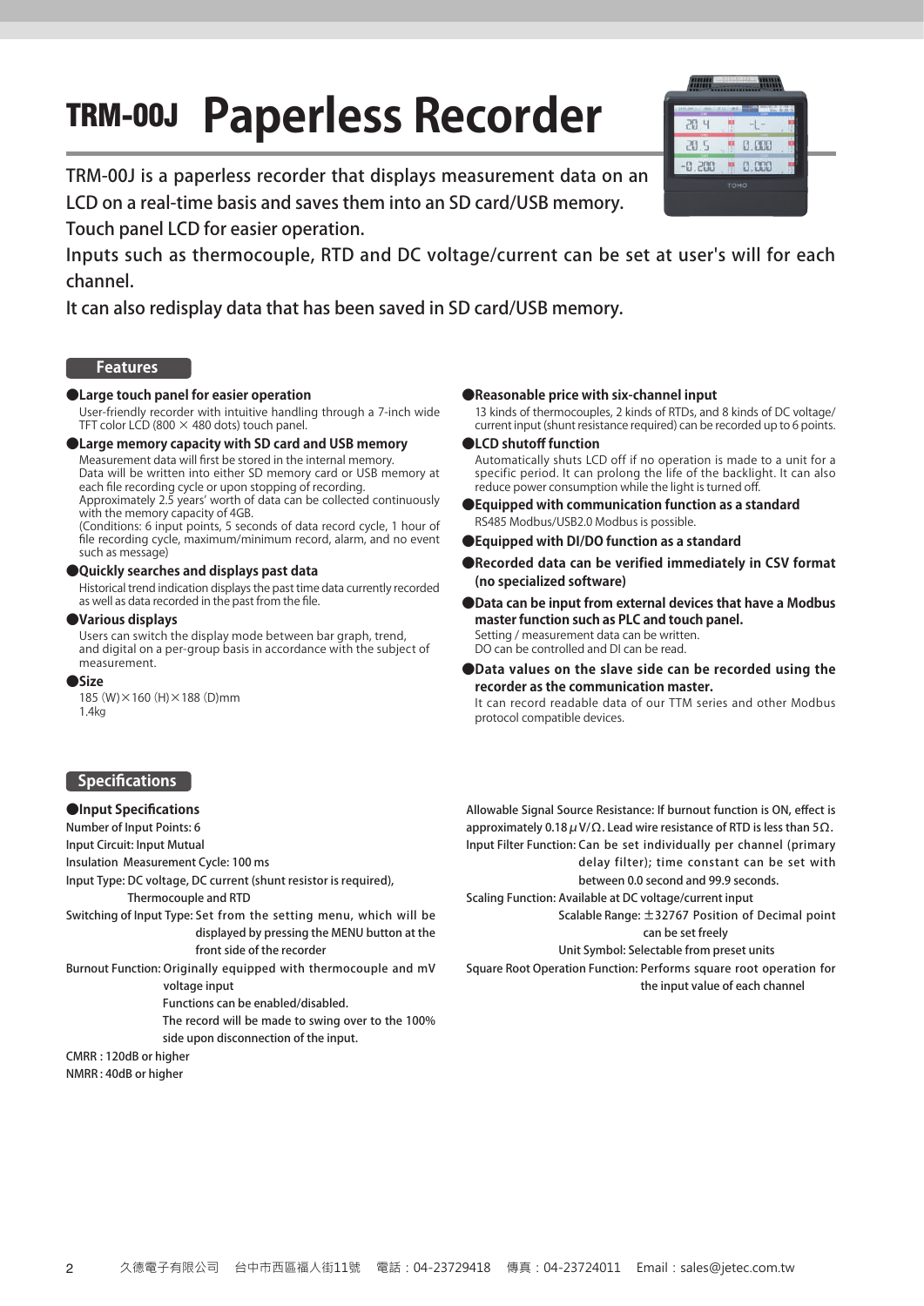# TRM-00J Paperless Recorder

TRM-00J is a paperless recorder that displays measurement data on an LCD on a real-time basis and saves them into an SD card/USB memory.
Touch panel LCD for easier operation.
Inputs such as thermocouple, RTD and DC voltage/current can be set at user's will for each channel.
It can also redisplay data that has been saved in SD card/USB memory.

## Features

●**Large touch panel for easier operation**
User-friendly recorder with intuitive handling through a 7-inch wide TFT color LCD (800 × 480 dots) touch panel.

●**Large memory capacity with SD card and USB memory**
Measurement data will first be stored in the internal memory.
Data will be written into either SD memory card or USB memory at each file recording cycle or upon stopping of recording.
Approximately 2.5 years' worth of data can be collected continuously with the memory capacity of 4GB.
(Conditions: 6 input points, 5 seconds of data record cycle, 1 hour of file recording cycle, maximum/minimum record, alarm, and no event such as message)

●**Quickly searches and displays past data**
Historical trend indication displays the past time data currently recorded as well as data recorded in the past from the file.

●**Various displays**
Users can switch the display mode between bar graph, trend, and digital on a per-group basis in accordance with the subject of measurement.

●**Size**
185 (W)×160 (H)×188 (D)mm
1.4kg

●**Reasonable price with six-channel input**
13 kinds of thermocouples, 2 kinds of RTDs, and 8 kinds of DC voltage/current input (shunt resistance required) can be recorded up to 6 points.

●**LCD shutoff function**
Automatically shuts LCD off if no operation is made to a unit for a specific period. It can prolong the life of the backlight. It can also reduce power consumption while the light is turned off.

●**Equipped with communication function as a standard**
RS485 Modbus/USB2.0 Modbus is possible.

●**Equipped with DI/DO function as a standard**

●**Recorded data can be verified immediately in CSV format (no specialized software)**

●**Data can be input from external devices that have a Modbus master function such as PLC and touch panel.**
Setting / measurement data can be written.
DO can be controlled and DI can be read.

●**Data values on the slave side can be recorded using the recorder as the communication master.**
It can record readable data of our TTM series and other Modbus protocol compatible devices.

## Specifications

●**Input Specifications**

Number of Input Points: 6
Input Circuit: Input Mutual
Insulation Measurement Cycle: 100 ms
Input Type: DC voltage, DC current (shunt resistor is required), Thermocouple and RTD
Switching of Input Type: Set from the setting menu, which will be displayed by pressing the MENU button at the front side of the recorder
Burnout Function: Originally equipped with thermocouple and mV voltage input
Functions can be enabled/disabled.
The record will be made to swing over to the 100% side upon disconnection of the input.
CMRR : 120dB or higher
NMRR : 40dB or higher
Allowable Signal Source Resistance: If burnout function is ON, effect is approximately 0.18μV/Ω. Lead wire resistance of RTD is less than 5Ω.
Input Filter Function: Can be set individually per channel (primary delay filter); time constant can be set with between 0.0 second and 99.9 seconds.
Scaling Function: Available at DC voltage/current input
Scalable Range: ±32767 Position of Decimal point can be set freely
Unit Symbol: Selectable from preset units
Square Root Operation Function: Performs square root operation for the input value of each channel

久德電子有限公司　台中市西區福人街11號　電話：04-23729418　傳真：04-23724011　Email：sales@jetec.com.tw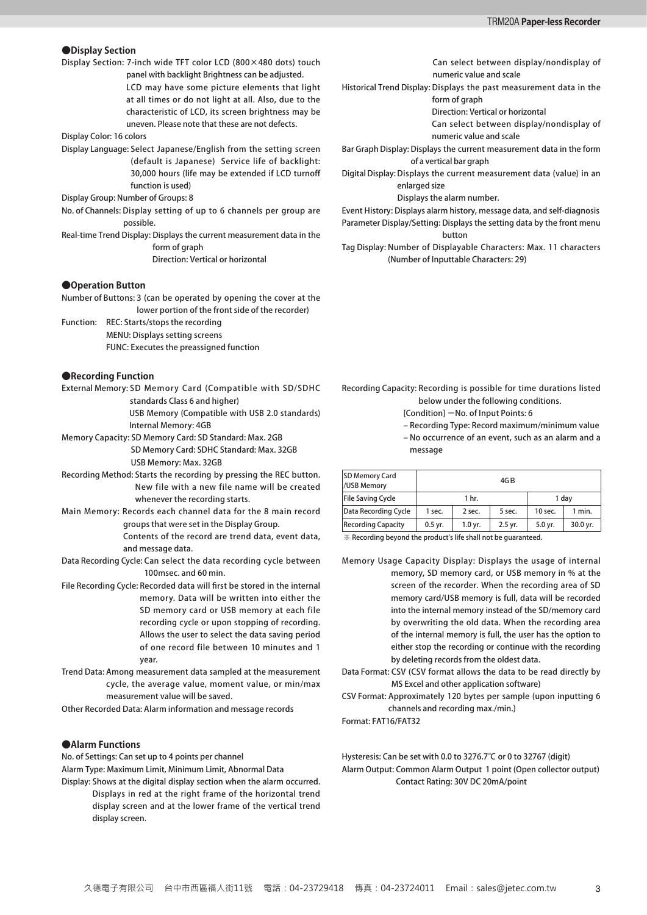## ●Display Section

Display Section: 7-inch wide TFT color LCD (800×480 dots) touch panel with backlight Brightness can be adjusted.
LCD may have some picture elements that light at all times or do not light at all. Also, due to the characteristic of LCD, its screen brightness may be uneven. Please note that these are not defects.

Display Color: 16 colors

Display Language: Select Japanese/English from the setting screen (default is Japanese) Service life of backlight: 30,000 hours (life may be extended if LCD turnoff function is used)

Display Group: Number of Groups: 8

No. of Channels: Display setting of up to 6 channels per group are possible.

Real-time Trend Display: Displays the current measurement data in the form of graph
Direction: Vertical or horizontal
Can select between display/nondisplay of numeric value and scale

Historical Trend Display: Displays the past measurement data in the form of graph
Direction: Vertical or horizontal
Can select between display/nondisplay of numeric value and scale

Bar Graph Display: Displays the current measurement data in the form of a vertical bar graph

Digital Display: Displays the current measurement data (value) in an enlarged size
Displays the alarm number.

Event History: Displays alarm history, message data, and self-diagnosis

Parameter Display/Setting: Displays the setting data by the front menu button

Tag Display: Number of Displayable Characters: Max. 11 characters (Number of Inputtable Characters: 29)

## ●Operation Button

Number of Buttons: 3 (can be operated by opening the cover at the lower portion of the front side of the recorder)

Function: REC: Starts/stops the recording
MENU: Displays setting screens
FUNC: Executes the preassigned function

## ●Recording Function

External Memory: SD Memory Card (Compatible with SD/SDHC standards Class 6 and higher)
USB Memory (Compatible with USB 2.0 standards)
Internal Memory: 4GB

Memory Capacity: SD Memory Card: SD Standard: Max. 2GB
SD Memory Card: SDHC Standard: Max. 32GB
USB Memory: Max. 32GB

Recording Method: Starts the recording by pressing the REC button. New file with a new file name will be created whenever the recording starts.

Main Memory: Records each channel data for the 8 main record groups that were set in the Display Group.
Contents of the record are trend data, event data, and message data.

Data Recording Cycle: Can select the data recording cycle between 100msec. and 60 min.

File Recording Cycle: Recorded data will first be stored in the internal memory. Data will be written into either the SD memory card or USB memory at each file recording cycle or upon stopping of recording. Allows the user to select the data saving period of one record file between 10 minutes and 1 year.

Trend Data: Among measurement data sampled at the measurement cycle, the average value, moment value, or min/max measurement value will be saved.

Other Recorded Data: Alarm information and message records

Recording Capacity: Recording is possible for time durations listed below under the following conditions.
[Condition] —No. of Input Points: 6
– Recording Type: Record maximum/minimum value
– No occurrence of an event, such as an alarm and a message

| SD Memory Card /USB Memory | 4GB | | | | |
|---|---|---|---|---|---|
| File Saving Cycle | 1 hr. | | | 1 day | |
| Data Recording Cycle | 1 sec. | 2 sec. | 5 sec. | 10 sec. | 1 min. |
| Recording Capacity | 0.5 yr. | 1.0 yr. | 2.5 yr. | 5.0 yr. | 30.0 yr. |

※ Recording beyond the product's life shall not be guaranteed.

Memory Usage Capacity Display: Displays the usage of internal memory, SD memory card, or USB memory in % at the screen of the recorder. When the recording area of SD memory card/USB memory is full, data will be recorded into the internal memory instead of the SD/memory card by overwriting the old data. When the recording area of the internal memory is full, the user has the option to either stop the recording or continue with the recording by deleting records from the oldest data.

Data Format: CSV (CSV format allows the data to be read directly by MS Excel and other application software)

CSV Format: Approximately 120 bytes per sample (upon inputting 6 channels and recording max./min.)

Format: FAT16/FAT32

## ●Alarm Functions

No. of Settings: Can set up to 4 points per channel

Alarm Type: Maximum Limit, Minimum Limit, Abnormal Data

Display: Shows at the digital display section when the alarm occurred. Displays in red at the right frame of the horizontal trend display screen and at the lower frame of the vertical trend display screen.

Hysteresis: Can be set with 0.0 to 3276.7℃ or 0 to 32767 (digit)

Alarm Output: Common Alarm Output 1 point (Open collector output)
Contact Rating: 30V DC 20mA/point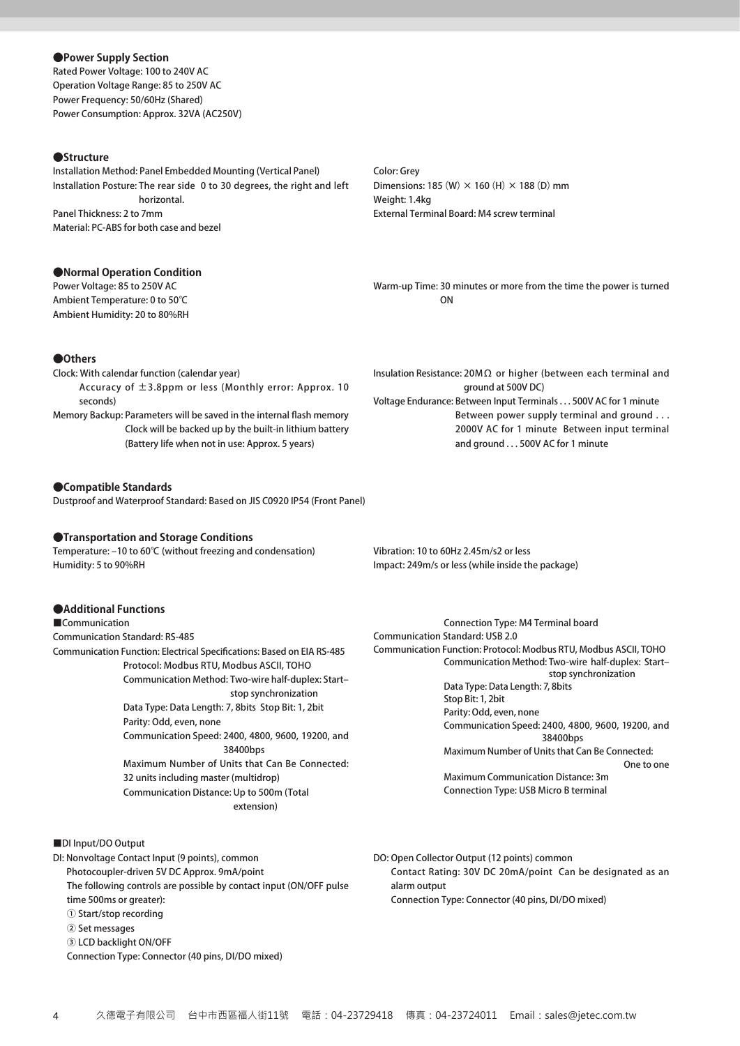## ●Power Supply Section

Rated Power Voltage: 100 to 240V AC
Operation Voltage Range: 85 to 250V AC
Power Frequency: 50/60Hz (Shared)
Power Consumption: Approx. 32VA (AC250V)

## ●Structure

Installation Method: Panel Embedded Mounting (Vertical Panel)
Installation Posture: The rear side 0 to 30 degrees, the right and left horizontal.
Panel Thickness: 2 to 7mm
Material: PC-ABS for both case and bezel

Color: Grey
Dimensions: 185 (W) × 160 (H) × 188 (D) mm
Weight: 1.4kg
External Terminal Board: M4 screw terminal

## ●Normal Operation Condition

Power Voltage: 85 to 250V AC
Ambient Temperature: 0 to 50℃
Ambient Humidity: 20 to 80%RH

Warm-up Time: 30 minutes or more from the time the power is turned ON

## ●Others

Clock: With calendar function (calendar year)
Accuracy of ±3.8ppm or less (Monthly error: Approx. 10 seconds)
Memory Backup: Parameters will be saved in the internal flash memory
Clock will be backed up by the built-in lithium battery
(Battery life when not in use: Approx. 5 years)

Insulation Resistance: 20MΩ or higher (between each terminal and ground at 500V DC)
Voltage Endurance: Between Input Terminals . . . 500V AC for 1 minute
Between power supply terminal and ground . . . 2000V AC for 1 minute Between input terminal and ground . . . 500V AC for 1 minute

## ●Compatible Standards

Dustproof and Waterproof Standard: Based on JIS C0920 IP54 (Front Panel)

## ●Transportation and Storage Conditions

Temperature: −10 to 60℃ (without freezing and condensation)
Humidity: 5 to 90%RH

Vibration: 10 to 60Hz 2.45m/s2 or less
Impact: 249m/s or less (while inside the package)

## ●Additional Functions

### ■Communication

Communication Standard: RS-485
Communication Function: Electrical Specifications: Based on EIA RS-485
Protocol: Modbus RTU, Modbus ASCII, TOHO
Communication Method: Two-wire half-duplex: Start–stop synchronization
Data Type: Data Length: 7, 8bits Stop Bit: 1, 2bit
Parity: Odd, even, none
Communication Speed: 2400, 4800, 9600, 19200, and 38400bps
Maximum Number of Units that Can Be Connected: 32 units including master (multidrop)
Communication Distance: Up to 500m (Total extension)
Connection Type: M4 Terminal board

Communication Standard: USB 2.0
Communication Function: Protocol: Modbus RTU, Modbus ASCII, TOHO
Communication Method: Two-wire half-duplex: Start–stop synchronization
Data Type: Data Length: 7, 8bits
Stop Bit: 1, 2bit
Parity: Odd, even, none
Communication Speed: 2400, 4800, 9600, 19200, and 38400bps
Maximum Number of Units that Can Be Connected: One to one
Maximum Communication Distance: 3m
Connection Type: USB Micro B terminal

### ■DI Input/DO Output

DI: Nonvoltage Contact Input (9 points), common
Photocoupler-driven 5V DC Approx. 9mA/point
The following controls are possible by contact input (ON/OFF pulse time 500ms or greater):
① Start/stop recording
② Set messages
③ LCD backlight ON/OFF
Connection Type: Connector (40 pins, DI/DO mixed)

DO: Open Collector Output (12 points) common
Contact Rating: 30V DC 20mA/point Can be designated as an alarm output
Connection Type: Connector (40 pins, DI/DO mixed)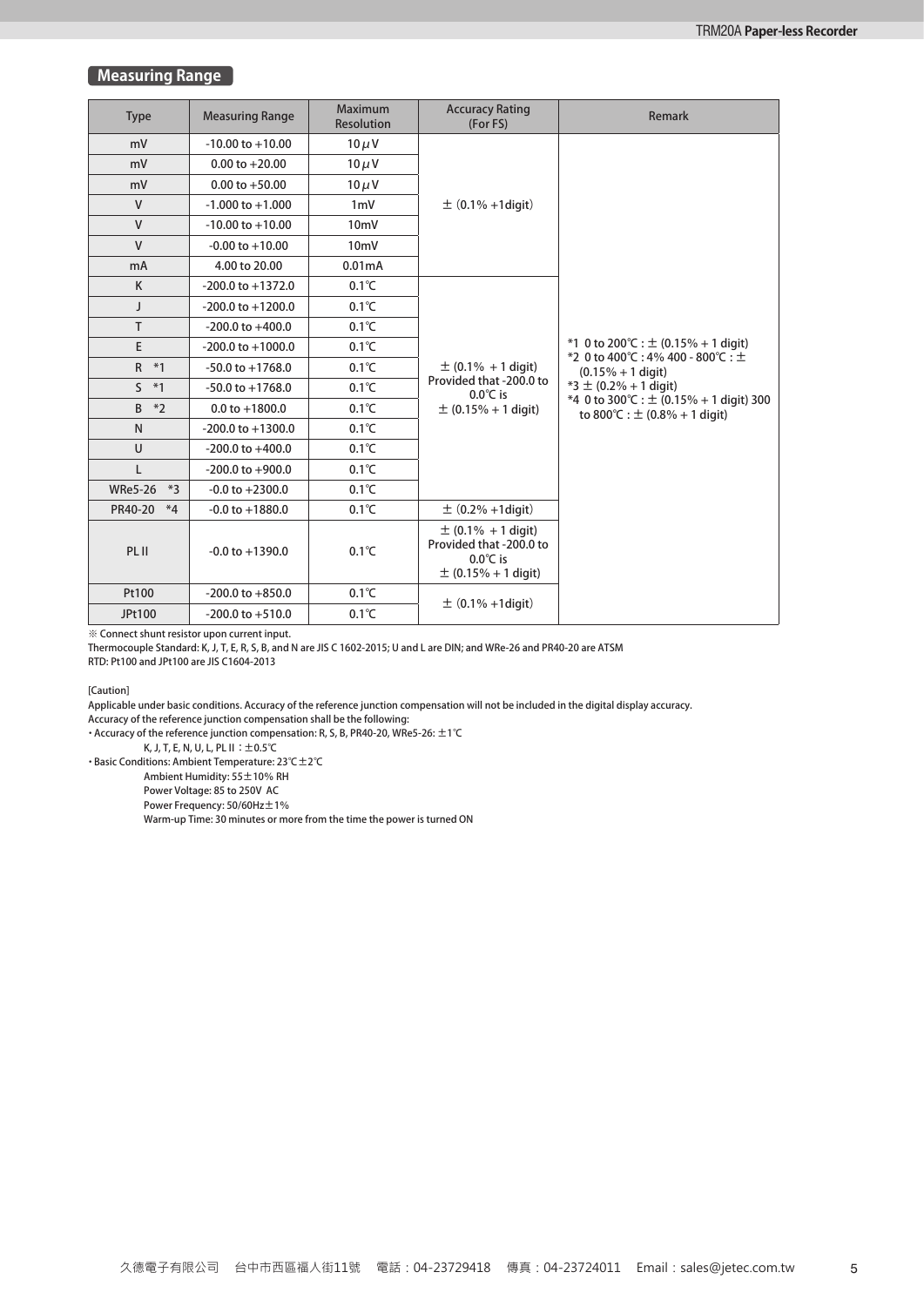## Measuring Range

| Type | Measuring Range | Maximum Resolution | Accuracy Rating (For FS) | Remark |
|---|---|---|---|---|
| mV | -10.00 to +10.00 | 10μV | ±(0.1% +1digit) | *1 0 to 200℃ : ± (0.15% + 1 digit)<br>*2 0 to 400℃ : 4% 400 - 800℃ : ± (0.15% + 1 digit)<br>*3 ± (0.2% + 1 digit)<br>*4 0 to 300℃ : ± (0.15% + 1 digit) 300 to 800℃ : ± (0.8% + 1 digit) |
| mV | 0.00 to +20.00 | 10μV | | |
| mV | 0.00 to +50.00 | 10μV | | |
| V | -1.000 to +1.000 | 1mV | | |
| V | -10.00 to +10.00 | 10mV | | |
| V | -0.00 to +10.00 | 10mV | | |
| mA | 4.00 to 20.00 | 0.01mA | | |
| K | -200.0 to +1372.0 | 0.1℃ | ± (0.1% + 1 digit) Provided that -200.0 to 0.0℃ is ± (0.15% + 1 digit) | |
| J | -200.0 to +1200.0 | 0.1℃ | | |
| T | -200.0 to +400.0 | 0.1℃ | | |
| E | -200.0 to +1000.0 | 0.1℃ | | |
| R *1 | -50.0 to +1768.0 | 0.1℃ | | |
| S *1 | -50.0 to +1768.0 | 0.1℃ | | |
| B *2 | 0.0 to +1800.0 | 0.1℃ | | |
| N | -200.0 to +1300.0 | 0.1℃ | | |
| U | -200.0 to +400.0 | 0.1℃ | | |
| L | -200.0 to +900.0 | 0.1℃ | | |
| WRe5-26 *3 | -0.0 to +2300.0 | 0.1℃ | | |
| PR40-20 *4 | -0.0 to +1880.0 | 0.1℃ | ±(0.2% +1digit) | |
| PL II | -0.0 to +1390.0 | 0.1℃ | ± (0.1% + 1 digit) Provided that -200.0 to 0.0℃ is ± (0.15% + 1 digit) | |
| Pt100 | -200.0 to +850.0 | 0.1℃ | ±(0.1% +1digit) | |
| JPt100 | -200.0 to +510.0 | 0.1℃ | | |

※ Connect shunt resistor upon current input.
Thermocouple Standard: K, J, T, E, R, S, B, and N are JIS C 1602-2015; U and L are DIN; and WRe-26 and PR40-20 are ATSM
RTD: Pt100 and JPt100 are JIS C1604-2013

[Caution]
Applicable under basic conditions. Accuracy of the reference junction compensation will not be included in the digital display accuracy.
Accuracy of the reference junction compensation shall be the following:

- Accuracy of the reference junction compensation: R, S, B, PR40-20, WRe5-26: ±1℃
  K, J, T, E, N, U, L, PL II：±0.5℃
- Basic Conditions: Ambient Temperature: 23℃±2℃
  Ambient Humidity: 55±10% RH
  Power Voltage: 85 to 250V AC
  Power Frequency: 50/60Hz±1%
  Warm-up Time: 30 minutes or more from the time the power is turned ON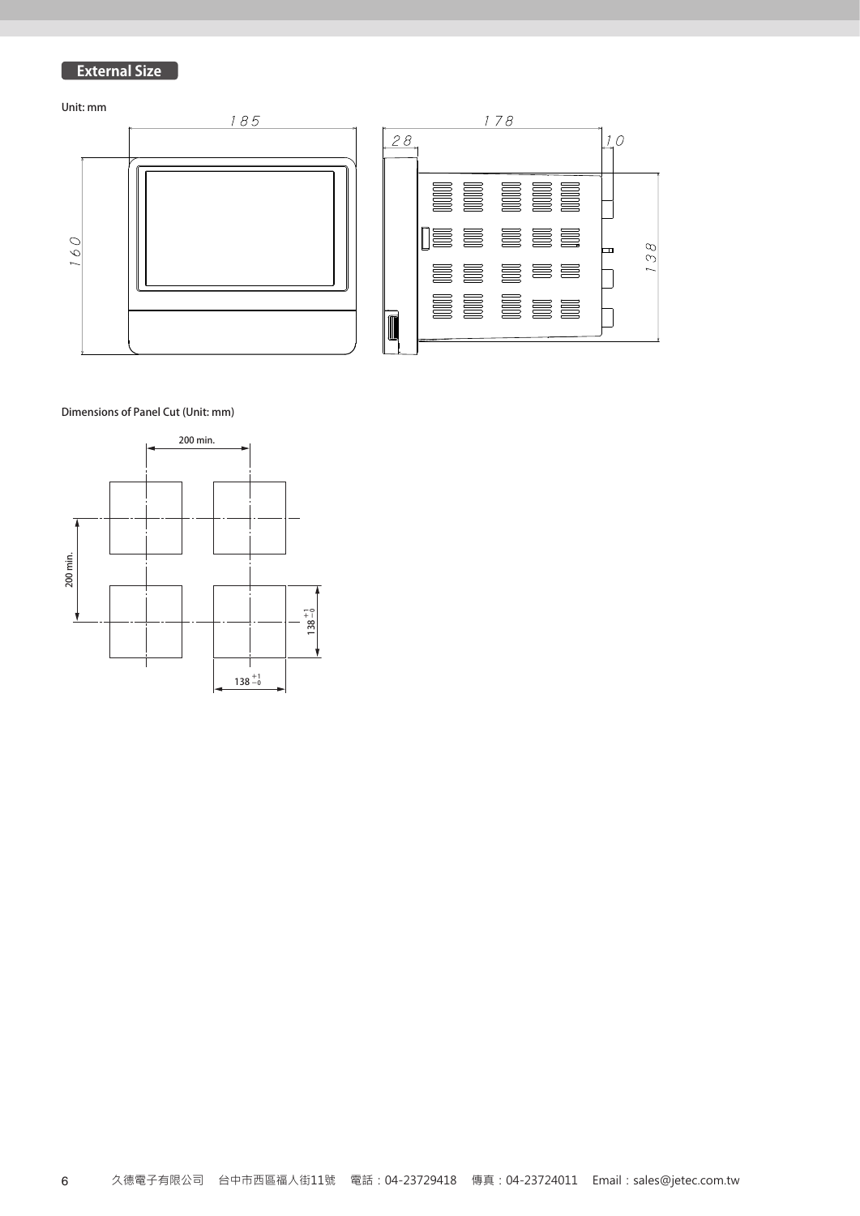## External Size

Unit: mm

185

178

28

10

160

138

Dimensions of Panel Cut (Unit: mm)

200 min.

200 min.

$138^{+1}_{-0}$

$138^{+1}_{-0}$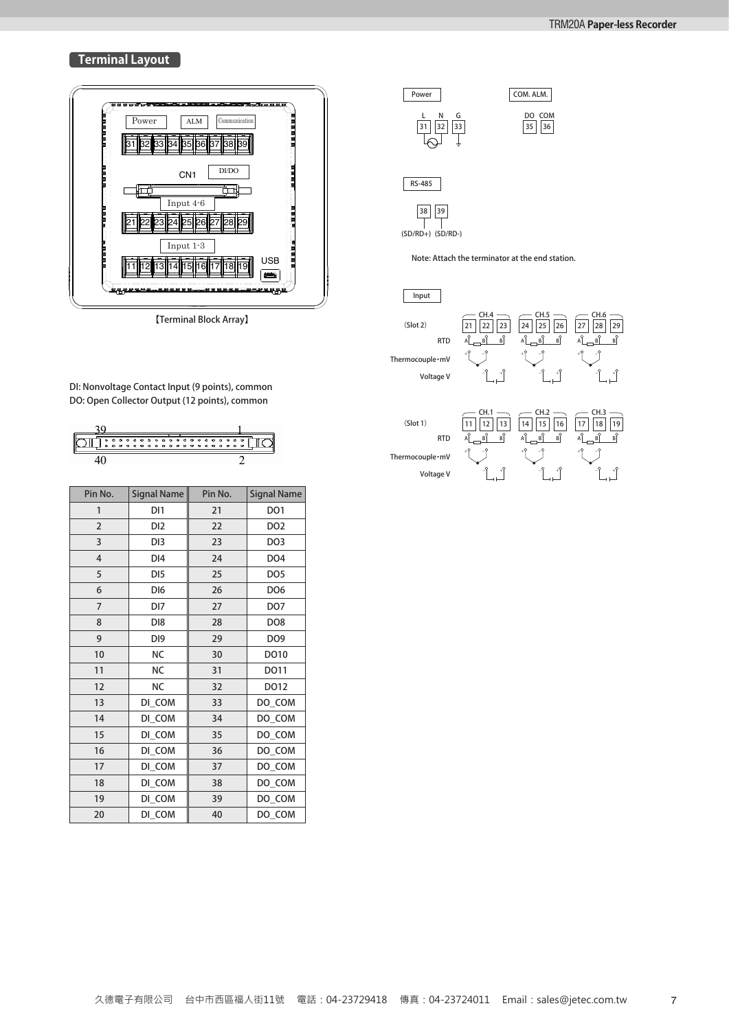## Terminal Layout

Power | ALM | Communication

31 32 33 34 35 36 37 38 39

CN1 | DI/DO

Input 4-6

21 22 23 24 25 26 27 28 29

Input 1-3

11 12 13 14 15 16 17 18 19 | USB

【Terminal Block Array】

DI: Nonvoltage Contact Input (9 points), common
DO: Open Collector Output (12 points), common

39 ... 1
40 ... 2

| Pin No. | Signal Name | Pin No. | Signal Name |
|---|---|---|---|
| 1 | DI1 | 21 | DO1 |
| 2 | DI2 | 22 | DO2 |
| 3 | DI3 | 23 | DO3 |
| 4 | DI4 | 24 | DO4 |
| 5 | DI5 | 25 | DO5 |
| 6 | DI6 | 26 | DO6 |
| 7 | DI7 | 27 | DO7 |
| 8 | DI8 | 28 | DO8 |
| 9 | DI9 | 29 | DO9 |
| 10 | NC | 30 | DO10 |
| 11 | NC | 31 | DO11 |
| 12 | NC | 32 | DO12 |
| 13 | DI_COM | 33 | DO_COM |
| 14 | DI_COM | 34 | DO_COM |
| 15 | DI_COM | 35 | DO_COM |
| 16 | DI_COM | 36 | DO_COM |
| 17 | DI_COM | 37 | DO_COM |
| 18 | DI_COM | 38 | DO_COM |
| 19 | DI_COM | 39 | DO_COM |
| 20 | DI_COM | 40 | DO_COM |

**Power**

L N G
31 32 33

**COM. ALM.**

DO COM
35 36

**RS-485**

38 39
(SD/RD+) (SD/RD-)

Note: Attach the terminator at the end station.

**Input**

(Slot 2) CH.4: 21 22 23 | CH.5: 24 25 26 | CH.6: 27 28 29

RTD
Thermocouple・mV
Voltage V

(Slot 1) CH.1: 11 12 13 | CH.2: 14 15 16 | CH.3: 17 18 19

RTD
Thermocouple・mV
Voltage V

久德電子有限公司　台中市西區福人街11號　電話：04-23729418　傳真：04-23724011　Email：sales@jetec.com.tw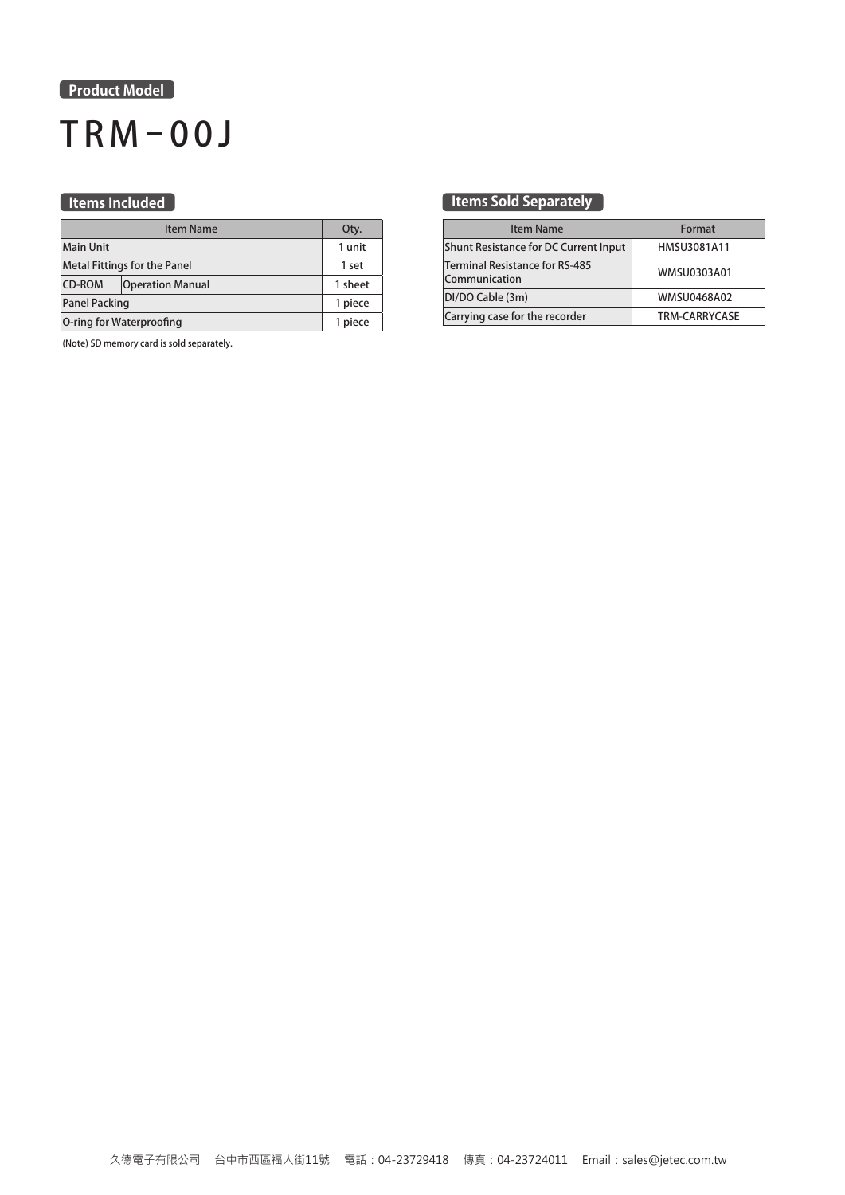## Product Model

# TRM-00J

## Items Included

| Item Name | | Qty. |
|---|---|---|
| Main Unit | | 1 unit |
| Metal Fittings for the Panel | | 1 set |
| CD-ROM | Operation Manual | 1 sheet |
| Panel Packing | | 1 piece |
| O-ring for Waterproofing | | 1 piece |

(Note) SD memory card is sold separately.

## Items Sold Separately

| Item Name | Format |
|---|---|
| Shunt Resistance for DC Current Input | HMSU3081A11 |
| Terminal Resistance for RS-485 Communication | WMSU0303A01 |
| DI/DO Cable (3m) | WMSU0468A02 |
| Carrying case for the recorder | TRM-CARRYCASE |

久德電子有限公司　台中市西區福人街11號　電話：04-23729418　傳真：04-23724011　Email：sales@jetec.com.tw